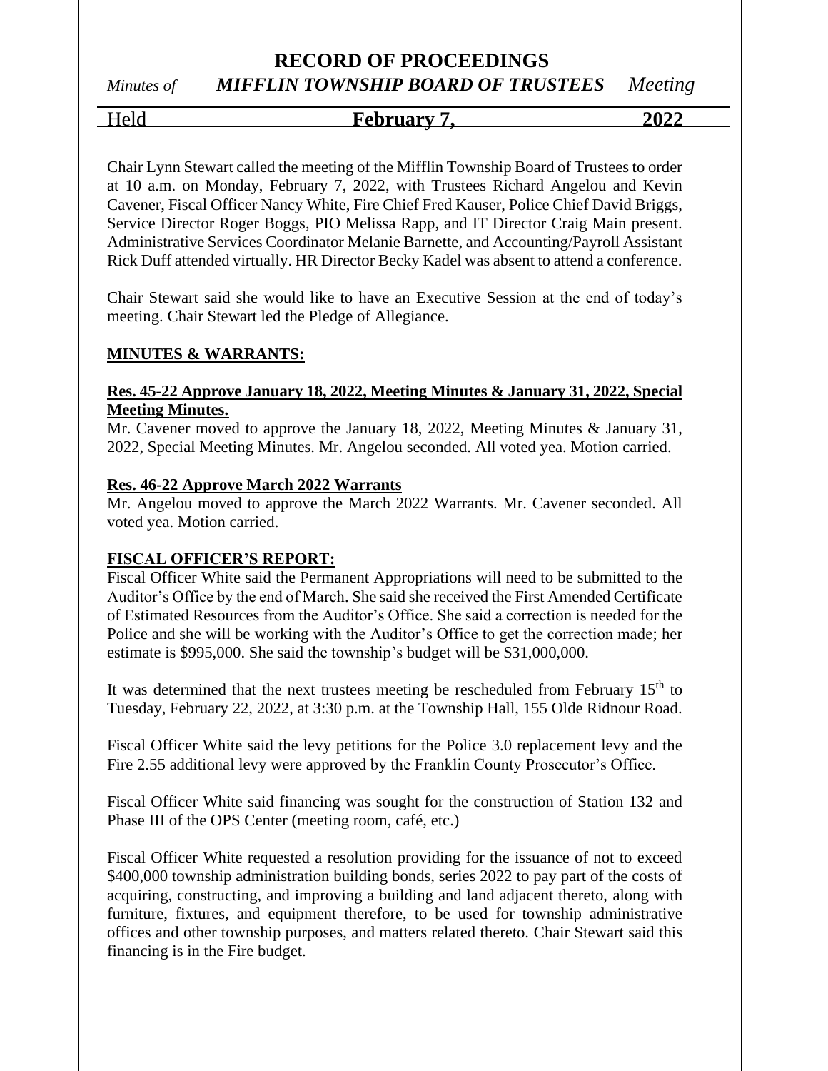# RECORD OF PROCEEDINGS

*Minutes of* ***MIFFLIN TOWNSHIP BOARD OF TRUSTEES*** *Meeting*

Held **February 7, 2022**

Chair Lynn Stewart called the meeting of the Mifflin Township Board of Trustees to order at 10 a.m. on Monday, February 7, 2022, with Trustees Richard Angelou and Kevin Cavener, Fiscal Officer Nancy White, Fire Chief Fred Kauser, Police Chief David Briggs, Service Director Roger Boggs, PIO Melissa Rapp, and IT Director Craig Main present. Administrative Services Coordinator Melanie Barnette, and Accounting/Payroll Assistant Rick Duff attended virtually. HR Director Becky Kadel was absent to attend a conference.

Chair Stewart said she would like to have an Executive Session at the end of today's meeting. Chair Stewart led the Pledge of Allegiance.

**MINUTES & WARRANTS:**

**Res. 45-22 Approve January 18, 2022, Meeting Minutes & January 31, 2022, Special Meeting Minutes.**

Mr. Cavener moved to approve the January 18, 2022, Meeting Minutes & January 31, 2022, Special Meeting Minutes. Mr. Angelou seconded. All voted yea. Motion carried.

**Res. 46-22 Approve March 2022 Warrants**

Mr. Angelou moved to approve the March 2022 Warrants. Mr. Cavener seconded. All voted yea. Motion carried.

**FISCAL OFFICER'S REPORT:**

Fiscal Officer White said the Permanent Appropriations will need to be submitted to the Auditor's Office by the end of March. She said she received the First Amended Certificate of Estimated Resources from the Auditor's Office. She said a correction is needed for the Police and she will be working with the Auditor's Office to get the correction made; her estimate is $995,000. She said the township's budget will be $31,000,000.

It was determined that the next trustees meeting be rescheduled from February 15th to Tuesday, February 22, 2022, at 3:30 p.m. at the Township Hall, 155 Olde Ridnour Road.

Fiscal Officer White said the levy petitions for the Police 3.0 replacement levy and the Fire 2.55 additional levy were approved by the Franklin County Prosecutor's Office.

Fiscal Officer White said financing was sought for the construction of Station 132 and Phase III of the OPS Center (meeting room, café, etc.)

Fiscal Officer White requested a resolution providing for the issuance of not to exceed $400,000 township administration building bonds, series 2022 to pay part of the costs of acquiring, constructing, and improving a building and land adjacent thereto, along with furniture, fixtures, and equipment therefore, to be used for township administrative offices and other township purposes, and matters related thereto. Chair Stewart said this financing is in the Fire budget.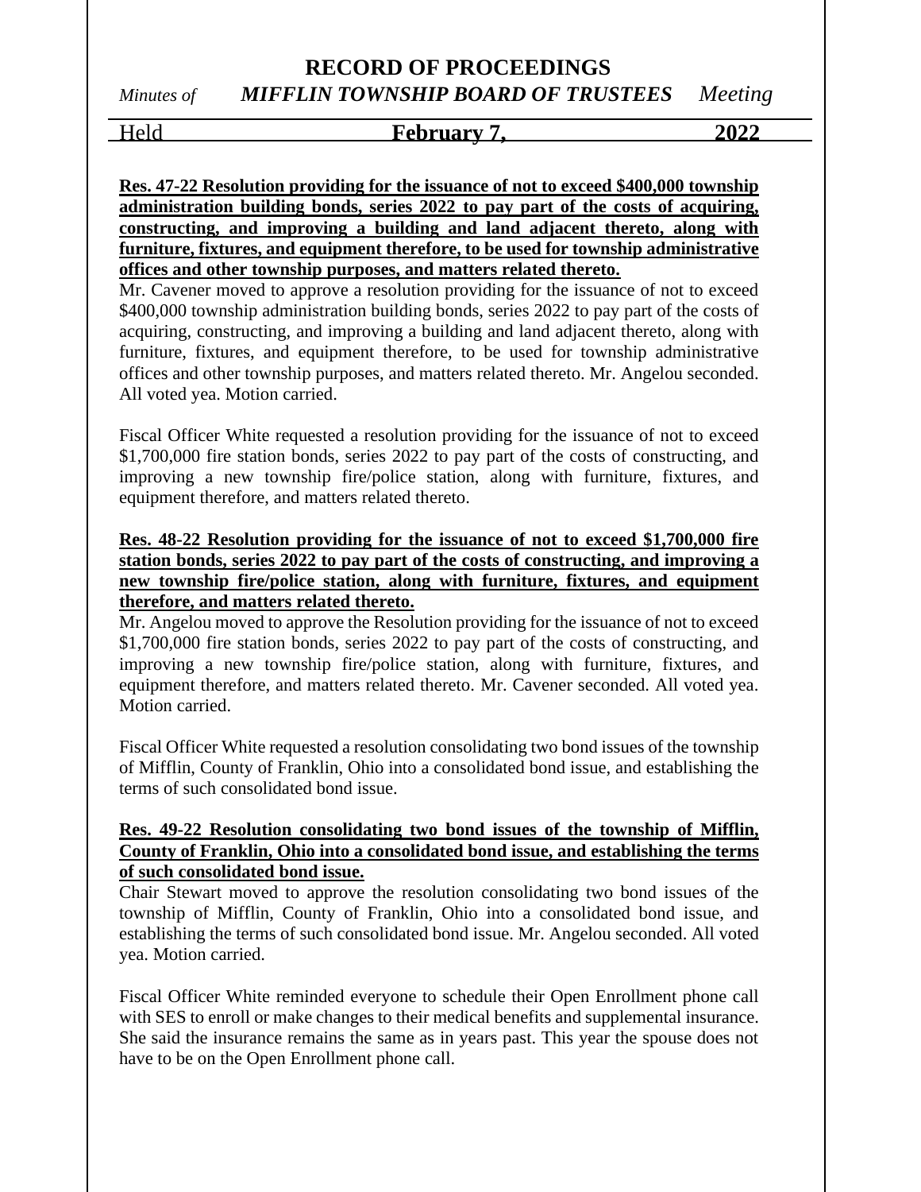**Res. 47-22 Resolution providing for the issuance of not to exceed $400,000 township administration building bonds, series 2022 to pay part of the costs of acquiring, constructing, and improving a building and land adjacent thereto, along with furniture, fixtures, and equipment therefore, to be used for township administrative offices and other township purposes, and matters related thereto.**

Mr. Cavener moved to approve a resolution providing for the issuance of not to exceed $400,000 township administration building bonds, series 2022 to pay part of the costs of acquiring, constructing, and improving a building and land adjacent thereto, along with furniture, fixtures, and equipment therefore, to be used for township administrative offices and other township purposes, and matters related thereto. Mr. Angelou seconded. All voted yea. Motion carried.

Fiscal Officer White requested a resolution providing for the issuance of not to exceed $1,700,000 fire station bonds, series 2022 to pay part of the costs of constructing, and improving a new township fire/police station, along with furniture, fixtures, and equipment therefore, and matters related thereto.

**Res. 48-22 Resolution providing for the issuance of not to exceed $1,700,000 fire station bonds, series 2022 to pay part of the costs of constructing, and improving a new township fire/police station, along with furniture, fixtures, and equipment therefore, and matters related thereto.**

Mr. Angelou moved to approve the Resolution providing for the issuance of not to exceed $1,700,000 fire station bonds, series 2022 to pay part of the costs of constructing, and improving a new township fire/police station, along with furniture, fixtures, and equipment therefore, and matters related thereto. Mr. Cavener seconded. All voted yea. Motion carried.

Fiscal Officer White requested a resolution consolidating two bond issues of the township of Mifflin, County of Franklin, Ohio into a consolidated bond issue, and establishing the terms of such consolidated bond issue.

**Res. 49-22 Resolution consolidating two bond issues of the township of Mifflin, County of Franklin, Ohio into a consolidated bond issue, and establishing the terms of such consolidated bond issue.**

Chair Stewart moved to approve the resolution consolidating two bond issues of the township of Mifflin, County of Franklin, Ohio into a consolidated bond issue, and establishing the terms of such consolidated bond issue. Mr. Angelou seconded. All voted yea. Motion carried.

Fiscal Officer White reminded everyone to schedule their Open Enrollment phone call with SES to enroll or make changes to their medical benefits and supplemental insurance. She said the insurance remains the same as in years past. This year the spouse does not have to be on the Open Enrollment phone call.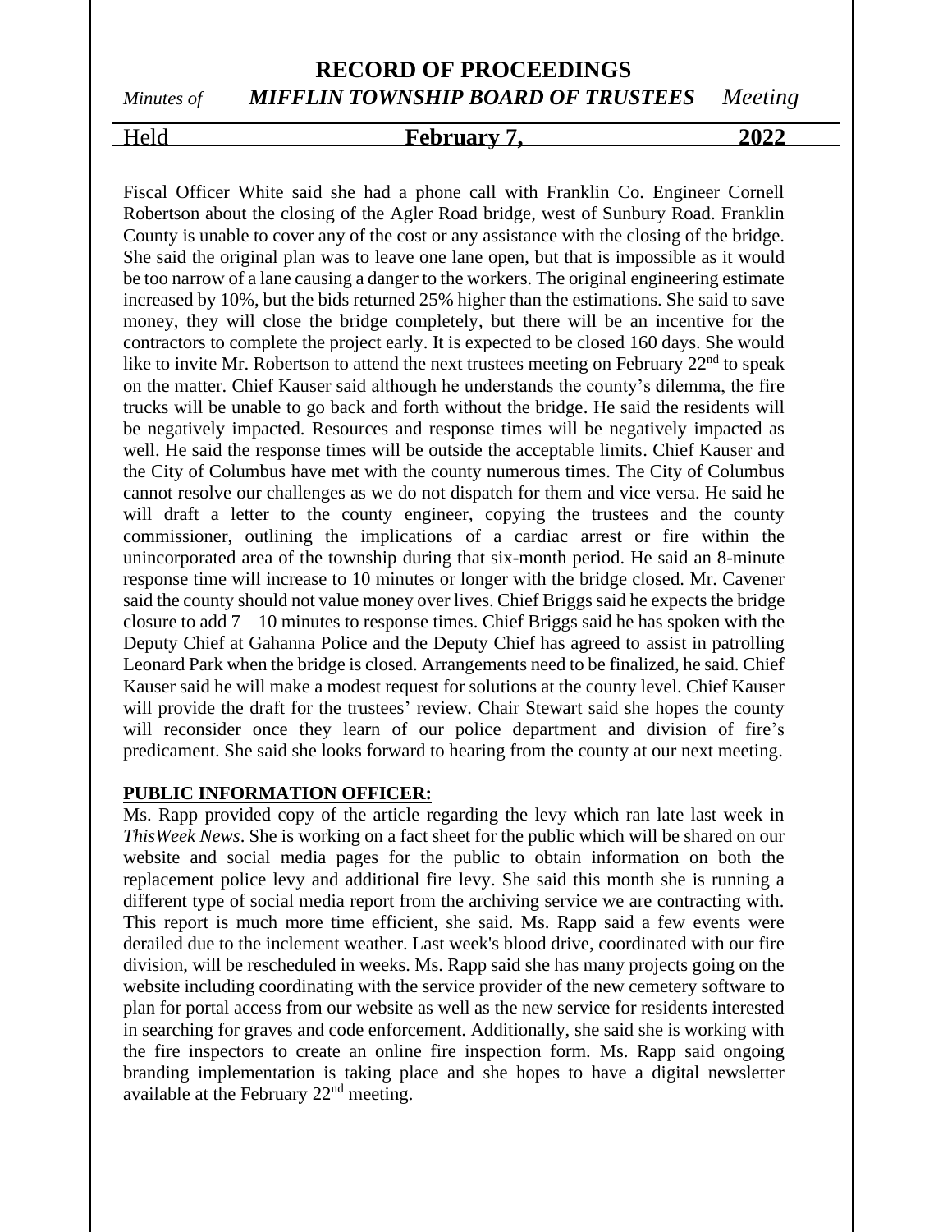Fiscal Officer White said she had a phone call with Franklin Co. Engineer Cornell Robertson about the closing of the Agler Road bridge, west of Sunbury Road. Franklin County is unable to cover any of the cost or any assistance with the closing of the bridge. She said the original plan was to leave one lane open, but that is impossible as it would be too narrow of a lane causing a danger to the workers. The original engineering estimate increased by 10%, but the bids returned 25% higher than the estimations. She said to save money, they will close the bridge completely, but there will be an incentive for the contractors to complete the project early. It is expected to be closed 160 days. She would like to invite Mr. Robertson to attend the next trustees meeting on February 22nd to speak on the matter. Chief Kauser said although he understands the county's dilemma, the fire trucks will be unable to go back and forth without the bridge. He said the residents will be negatively impacted. Resources and response times will be negatively impacted as well. He said the response times will be outside the acceptable limits. Chief Kauser and the City of Columbus have met with the county numerous times. The City of Columbus cannot resolve our challenges as we do not dispatch for them and vice versa. He said he will draft a letter to the county engineer, copying the trustees and the county commissioner, outlining the implications of a cardiac arrest or fire within the unincorporated area of the township during that six-month period. He said an 8-minute response time will increase to 10 minutes or longer with the bridge closed. Mr. Cavener said the county should not value money over lives. Chief Briggs said he expects the bridge closure to add 7 – 10 minutes to response times. Chief Briggs said he has spoken with the Deputy Chief at Gahanna Police and the Deputy Chief has agreed to assist in patrolling Leonard Park when the bridge is closed. Arrangements need to be finalized, he said. Chief Kauser said he will make a modest request for solutions at the county level. Chief Kauser will provide the draft for the trustees' review. Chair Stewart said she hopes the county will reconsider once they learn of our police department and division of fire's predicament. She said she looks forward to hearing from the county at our next meeting.

**PUBLIC INFORMATION OFFICER:**

Ms. Rapp provided copy of the article regarding the levy which ran late last week in *ThisWeek News*. She is working on a fact sheet for the public which will be shared on our website and social media pages for the public to obtain information on both the replacement police levy and additional fire levy. She said this month she is running a different type of social media report from the archiving service we are contracting with. This report is much more time efficient, she said. Ms. Rapp said a few events were derailed due to the inclement weather. Last week's blood drive, coordinated with our fire division, will be rescheduled in weeks. Ms. Rapp said she has many projects going on the website including coordinating with the service provider of the new cemetery software to plan for portal access from our website as well as the new service for residents interested in searching for graves and code enforcement. Additionally, she said she is working with the fire inspectors to create an online fire inspection form. Ms. Rapp said ongoing branding implementation is taking place and she hopes to have a digital newsletter available at the February 22nd meeting.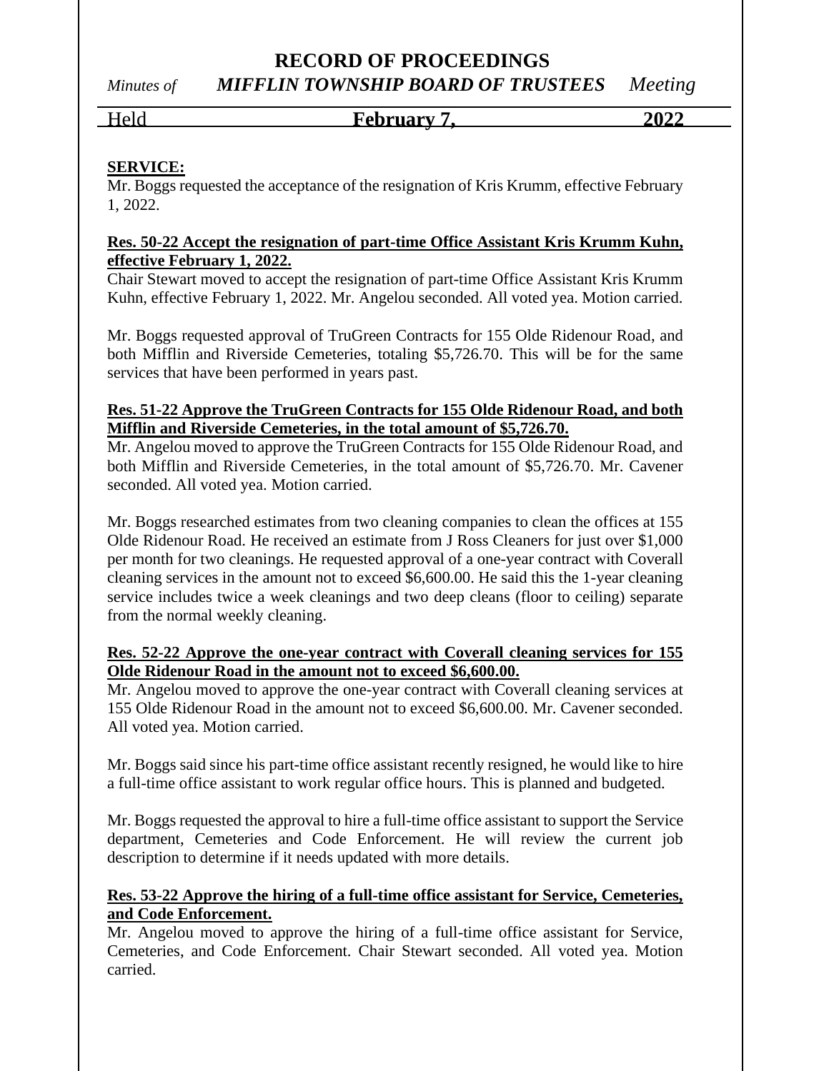**SERVICE:**

Mr. Boggs requested the acceptance of the resignation of Kris Krumm, effective February 1, 2022.

**Res. 50-22 Accept the resignation of part-time Office Assistant Kris Krumm Kuhn, effective February 1, 2022.**

Chair Stewart moved to accept the resignation of part-time Office Assistant Kris Krumm Kuhn, effective February 1, 2022. Mr. Angelou seconded. All voted yea. Motion carried.

Mr. Boggs requested approval of TruGreen Contracts for 155 Olde Ridenour Road, and both Mifflin and Riverside Cemeteries, totaling $5,726.70. This will be for the same services that have been performed in years past.

**Res. 51-22 Approve the TruGreen Contracts for 155 Olde Ridenour Road, and both Mifflin and Riverside Cemeteries, in the total amount of $5,726.70.**

Mr. Angelou moved to approve the TruGreen Contracts for 155 Olde Ridenour Road, and both Mifflin and Riverside Cemeteries, in the total amount of $5,726.70. Mr. Cavener seconded. All voted yea. Motion carried.

Mr. Boggs researched estimates from two cleaning companies to clean the offices at 155 Olde Ridenour Road. He received an estimate from J Ross Cleaners for just over $1,000 per month for two cleanings. He requested approval of a one-year contract with Coverall cleaning services in the amount not to exceed $6,600.00. He said this the 1-year cleaning service includes twice a week cleanings and two deep cleans (floor to ceiling) separate from the normal weekly cleaning.

**Res. 52-22 Approve the one-year contract with Coverall cleaning services for 155 Olde Ridenour Road in the amount not to exceed $6,600.00.**

Mr. Angelou moved to approve the one-year contract with Coverall cleaning services at 155 Olde Ridenour Road in the amount not to exceed $6,600.00. Mr. Cavener seconded. All voted yea. Motion carried.

Mr. Boggs said since his part-time office assistant recently resigned, he would like to hire a full-time office assistant to work regular office hours. This is planned and budgeted.

Mr. Boggs requested the approval to hire a full-time office assistant to support the Service department, Cemeteries and Code Enforcement. He will review the current job description to determine if it needs updated with more details.

**Res. 53-22 Approve the hiring of a full-time office assistant for Service, Cemeteries, and Code Enforcement.**

Mr. Angelou moved to approve the hiring of a full-time office assistant for Service, Cemeteries, and Code Enforcement. Chair Stewart seconded. All voted yea. Motion carried.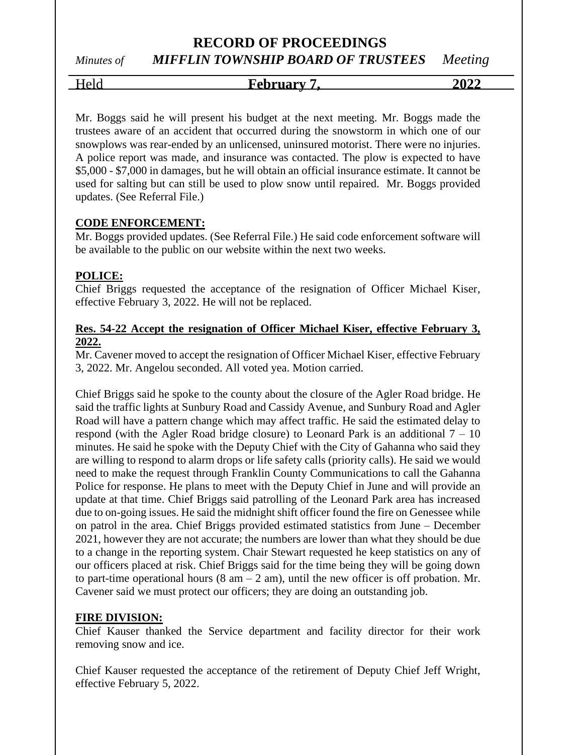Mr. Boggs said he will present his budget at the next meeting. Mr. Boggs made the trustees aware of an accident that occurred during the snowstorm in which one of our snowplows was rear-ended by an unlicensed, uninsured motorist. There were no injuries. A police report was made, and insurance was contacted. The plow is expected to have $5,000 - $7,000 in damages, but he will obtain an official insurance estimate. It cannot be used for salting but can still be used to plow snow until repaired. Mr. Boggs provided updates. (See Referral File.)

**CODE ENFORCEMENT:**

Mr. Boggs provided updates. (See Referral File.) He said code enforcement software will be available to the public on our website within the next two weeks.

**POLICE:**

Chief Briggs requested the acceptance of the resignation of Officer Michael Kiser, effective February 3, 2022. He will not be replaced.

**Res. 54-22 Accept the resignation of Officer Michael Kiser, effective February 3, 2022.**

Mr. Cavener moved to accept the resignation of Officer Michael Kiser, effective February 3, 2022. Mr. Angelou seconded. All voted yea. Motion carried.

Chief Briggs said he spoke to the county about the closure of the Agler Road bridge. He said the traffic lights at Sunbury Road and Cassidy Avenue, and Sunbury Road and Agler Road will have a pattern change which may affect traffic. He said the estimated delay to respond (with the Agler Road bridge closure) to Leonard Park is an additional 7 – 10 minutes. He said he spoke with the Deputy Chief with the City of Gahanna who said they are willing to respond to alarm drops or life safety calls (priority calls). He said we would need to make the request through Franklin County Communications to call the Gahanna Police for response. He plans to meet with the Deputy Chief in June and will provide an update at that time. Chief Briggs said patrolling of the Leonard Park area has increased due to on-going issues. He said the midnight shift officer found the fire on Genessee while on patrol in the area. Chief Briggs provided estimated statistics from June – December 2021, however they are not accurate; the numbers are lower than what they should be due to a change in the reporting system. Chair Stewart requested he keep statistics on any of our officers placed at risk. Chief Briggs said for the time being they will be going down to part-time operational hours (8 am – 2 am), until the new officer is off probation. Mr. Cavener said we must protect our officers; they are doing an outstanding job.

**FIRE DIVISION:**

Chief Kauser thanked the Service department and facility director for their work removing snow and ice.

Chief Kauser requested the acceptance of the retirement of Deputy Chief Jeff Wright, effective February 5, 2022.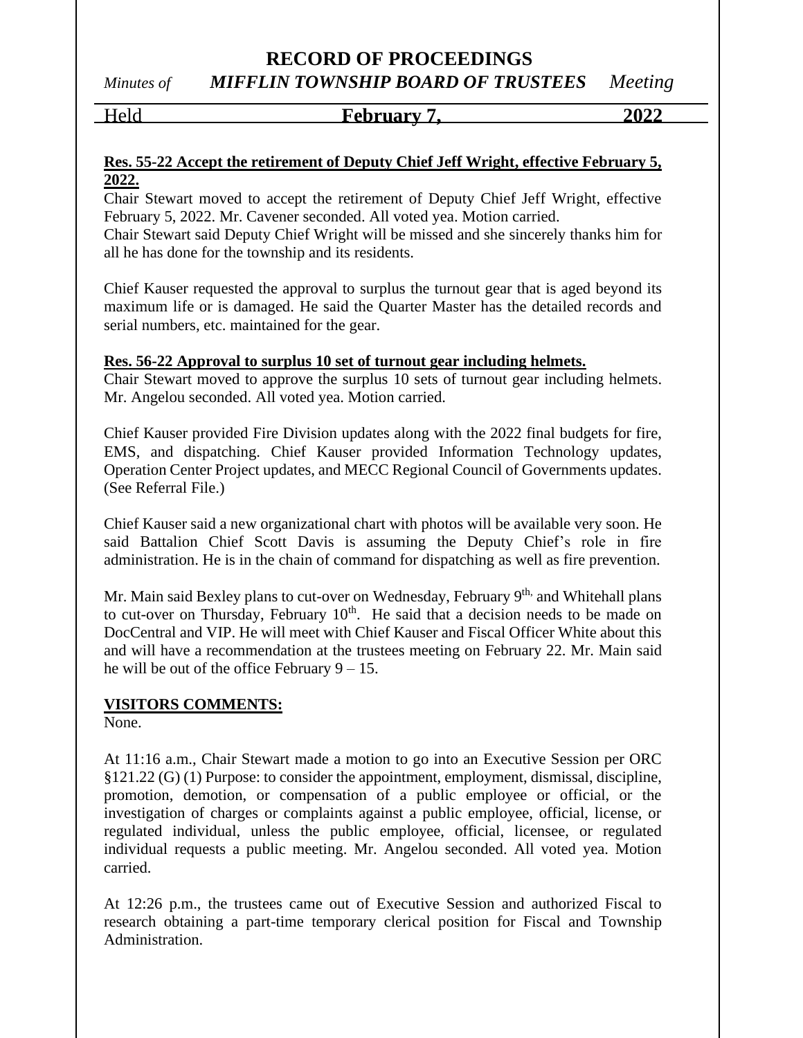**Res. 55-22 Accept the retirement of Deputy Chief Jeff Wright, effective February 5, 2022.**

Chair Stewart moved to accept the retirement of Deputy Chief Jeff Wright, effective February 5, 2022. Mr. Cavener seconded. All voted yea. Motion carried.

Chair Stewart said Deputy Chief Wright will be missed and she sincerely thanks him for all he has done for the township and its residents.

Chief Kauser requested the approval to surplus the turnout gear that is aged beyond its maximum life or is damaged. He said the Quarter Master has the detailed records and serial numbers, etc. maintained for the gear.

**Res. 56-22 Approval to surplus 10 set of turnout gear including helmets.**

Chair Stewart moved to approve the surplus 10 sets of turnout gear including helmets. Mr. Angelou seconded. All voted yea. Motion carried.

Chief Kauser provided Fire Division updates along with the 2022 final budgets for fire, EMS, and dispatching. Chief Kauser provided Information Technology updates, Operation Center Project updates, and MECC Regional Council of Governments updates. (See Referral File.)

Chief Kauser said a new organizational chart with photos will be available very soon. He said Battalion Chief Scott Davis is assuming the Deputy Chief's role in fire administration. He is in the chain of command for dispatching as well as fire prevention.

Mr. Main said Bexley plans to cut-over on Wednesday, February 9th, and Whitehall plans to cut-over on Thursday, February 10th. He said that a decision needs to be made on DocCentral and VIP. He will meet with Chief Kauser and Fiscal Officer White about this and will have a recommendation at the trustees meeting on February 22. Mr. Main said he will be out of the office February 9 – 15.

**VISITORS COMMENTS:**

None.

At 11:16 a.m., Chair Stewart made a motion to go into an Executive Session per ORC §121.22 (G) (1) Purpose: to consider the appointment, employment, dismissal, discipline, promotion, demotion, or compensation of a public employee or official, or the investigation of charges or complaints against a public employee, official, license, or regulated individual, unless the public employee, official, licensee, or regulated individual requests a public meeting. Mr. Angelou seconded. All voted yea. Motion carried.

At 12:26 p.m., the trustees came out of Executive Session and authorized Fiscal to research obtaining a part-time temporary clerical position for Fiscal and Township Administration.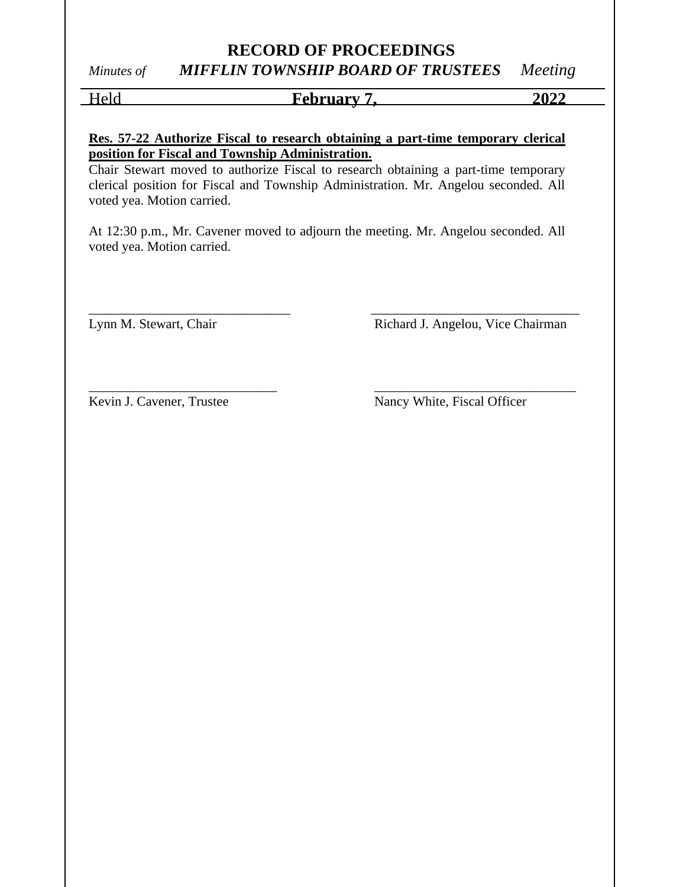**Res. 57-22 Authorize Fiscal to research obtaining a part-time temporary clerical position for Fiscal and Township Administration.**

Chair Stewart moved to authorize Fiscal to research obtaining a part-time temporary clerical position for Fiscal and Township Administration. Mr. Angelou seconded. All voted yea. Motion carried.

At 12:30 p.m., Mr. Cavener moved to adjourn the meeting. Mr. Angelou seconded. All voted yea. Motion carried.

| | |
|---|---|
| ______________________________ | ______________________________ |
| Lynn M. Stewart, Chair | Richard J. Angelou, Vice Chairman |
| ______________________________ | ______________________________ |
| Kevin J. Cavener, Trustee | Nancy White, Fiscal Officer |